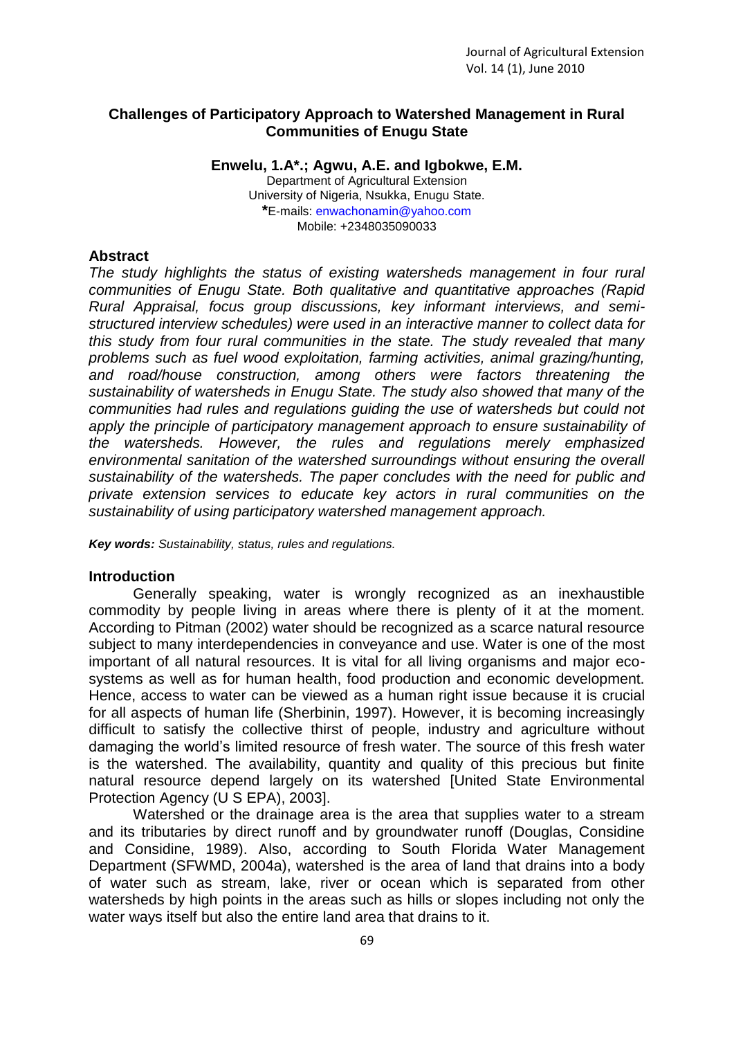# Challenges of Participatory Approach to Watershed Management in Rural Communities of Enugu State

**Enwelu, 1.A*.; Agwu, A.E. and Igbokwe, E.M.**

Department of Agricultural Extension
University of Nigeria, Nsukka, Enugu State.
*E-mails: enwachonamin@yahoo.com
Mobile: +2348035090033

## Abstract

*The study highlights the status of existing watersheds management in four rural communities of Enugu State. Both qualitative and quantitative approaches (Rapid Rural Appraisal, focus group discussions, key informant interviews, and semi-structured interview schedules) were used in an interactive manner to collect data for this study from four rural communities in the state. The study revealed that many problems such as fuel wood exploitation, farming activities, animal grazing/hunting, and road/house construction, among others were factors threatening the sustainability of watersheds in Enugu State. The study also showed that many of the communities had rules and regulations guiding the use of watersheds but could not apply the principle of participatory management approach to ensure sustainability of the watersheds. However, the rules and regulations merely emphasized environmental sanitation of the watershed surroundings without ensuring the overall sustainability of the watersheds. The paper concludes with the need for public and private extension services to educate key actors in rural communities on the sustainability of using participatory watershed management approach.*

***Key words:*** *Sustainability, status, rules and regulations.*

## Introduction

Generally speaking, water is wrongly recognized as an inexhaustible commodity by people living in areas where there is plenty of it at the moment. According to Pitman (2002) water should be recognized as a scarce natural resource subject to many interdependencies in conveyance and use. Water is one of the most important of all natural resources. It is vital for all living organisms and major eco-systems as well as for human health, food production and economic development. Hence, access to water can be viewed as a human right issue because it is crucial for all aspects of human life (Sherbinin, 1997). However, it is becoming increasingly difficult to satisfy the collective thirst of people, industry and agriculture without damaging the world's limited resource of fresh water. The source of this fresh water is the watershed. The availability, quantity and quality of this precious but finite natural resource depend largely on its watershed [United State Environmental Protection Agency (U S EPA), 2003].

Watershed or the drainage area is the area that supplies water to a stream and its tributaries by direct runoff and by groundwater runoff (Douglas, Considine and Considine, 1989). Also, according to South Florida Water Management Department (SFWMD, 2004a), watershed is the area of land that drains into a body of water such as stream, lake, river or ocean which is separated from other watersheds by high points in the areas such as hills or slopes including not only the water ways itself but also the entire land area that drains to it.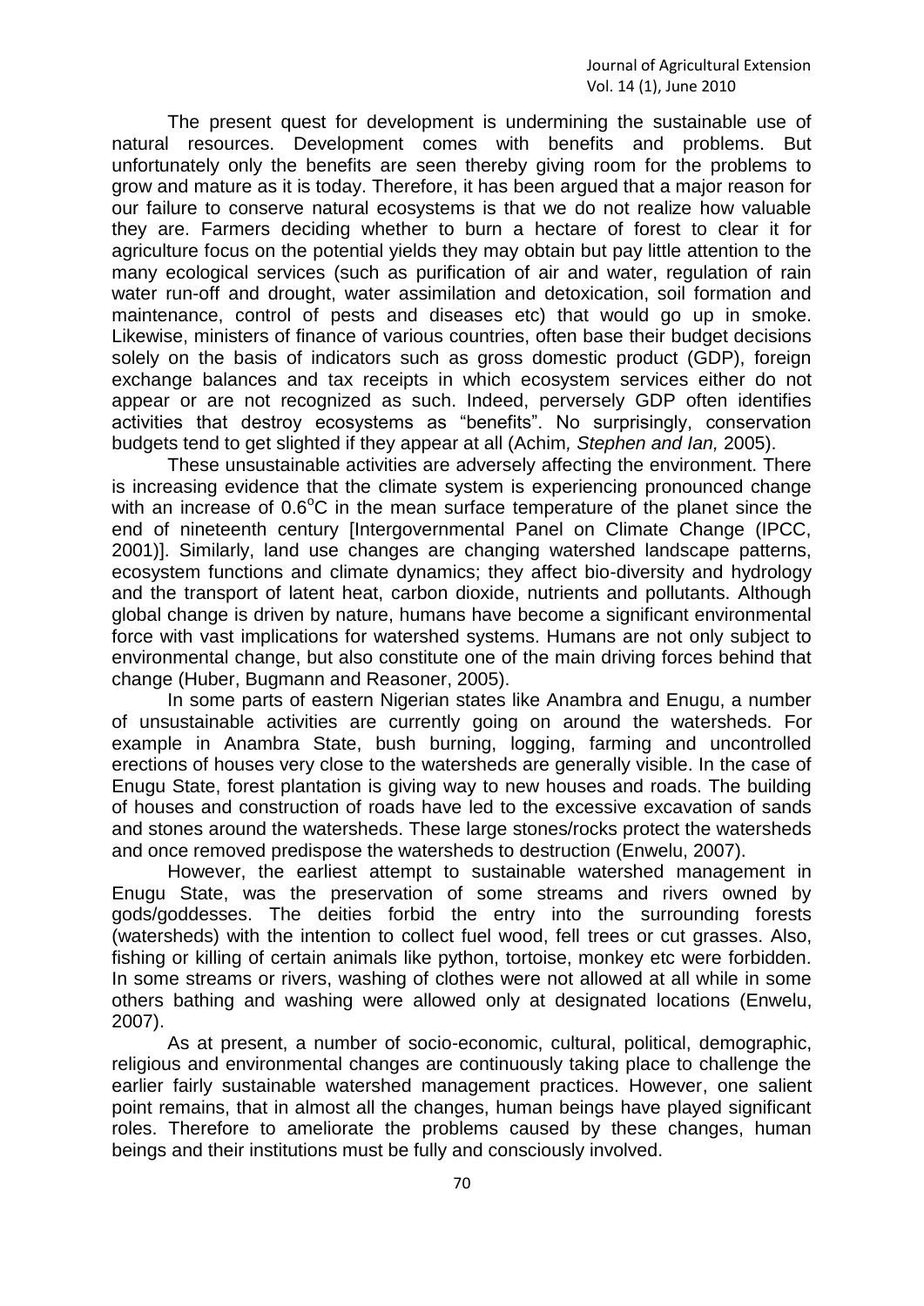The present quest for development is undermining the sustainable use of natural resources. Development comes with benefits and problems. But unfortunately only the benefits are seen thereby giving room for the problems to grow and mature as it is today. Therefore, it has been argued that a major reason for our failure to conserve natural ecosystems is that we do not realize how valuable they are. Farmers deciding whether to burn a hectare of forest to clear it for agriculture focus on the potential yields they may obtain but pay little attention to the many ecological services (such as purification of air and water, regulation of rain water run-off and drought, water assimilation and detoxication, soil formation and maintenance, control of pests and diseases etc) that would go up in smoke. Likewise, ministers of finance of various countries, often base their budget decisions solely on the basis of indicators such as gross domestic product (GDP), foreign exchange balances and tax receipts in which ecosystem services either do not appear or are not recognized as such. Indeed, perversely GDP often identifies activities that destroy ecosystems as "benefits". No surprisingly, conservation budgets tend to get slighted if they appear at all (Achim*, Stephen and Ian,* 2005).

These unsustainable activities are adversely affecting the environment. There is increasing evidence that the climate system is experiencing pronounced change with an increase of $0.6^{o}$C in the mean surface temperature of the planet since the end of nineteenth century [Intergovernmental Panel on Climate Change (IPCC, 2001)]. Similarly, land use changes are changing watershed landscape patterns, ecosystem functions and climate dynamics; they affect bio-diversity and hydrology and the transport of latent heat, carbon dioxide, nutrients and pollutants. Although global change is driven by nature, humans have become a significant environmental force with vast implications for watershed systems. Humans are not only subject to environmental change, but also constitute one of the main driving forces behind that change (Huber, Bugmann and Reasoner, 2005).

In some parts of eastern Nigerian states like Anambra and Enugu, a number of unsustainable activities are currently going on around the watersheds. For example in Anambra State, bush burning, logging, farming and uncontrolled erections of houses very close to the watersheds are generally visible. In the case of Enugu State, forest plantation is giving way to new houses and roads. The building of houses and construction of roads have led to the excessive excavation of sands and stones around the watersheds. These large stones/rocks protect the watersheds and once removed predispose the watersheds to destruction (Enwelu, 2007).

However, the earliest attempt to sustainable watershed management in Enugu State, was the preservation of some streams and rivers owned by gods/goddesses. The deities forbid the entry into the surrounding forests (watersheds) with the intention to collect fuel wood, fell trees or cut grasses. Also, fishing or killing of certain animals like python, tortoise, monkey etc were forbidden. In some streams or rivers, washing of clothes were not allowed at all while in some others bathing and washing were allowed only at designated locations (Enwelu, 2007).

As at present, a number of socio-economic, cultural, political, demographic, religious and environmental changes are continuously taking place to challenge the earlier fairly sustainable watershed management practices. However, one salient point remains, that in almost all the changes, human beings have played significant roles. Therefore to ameliorate the problems caused by these changes, human beings and their institutions must be fully and consciously involved.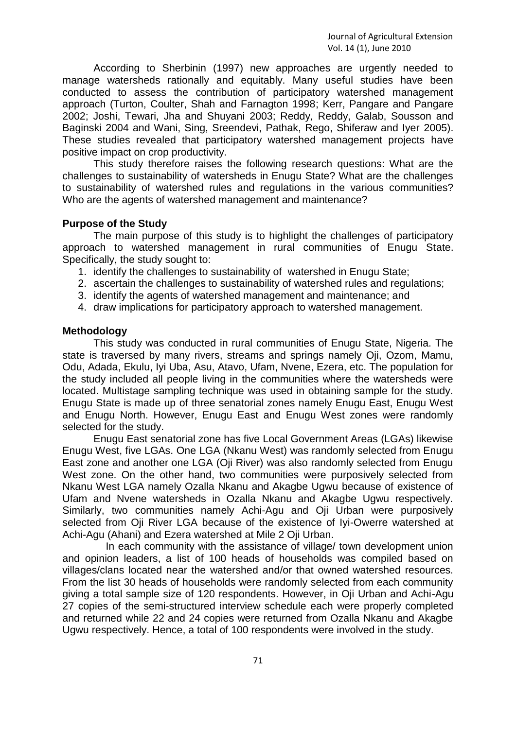According to Sherbinin (1997) new approaches are urgently needed to manage watersheds rationally and equitably. Many useful studies have been conducted to assess the contribution of participatory watershed management approach (Turton, Coulter, Shah and Farnagton 1998; Kerr, Pangare and Pangare 2002; Joshi, Tewari, Jha and Shuyani 2003; Reddy*,* Reddy, Galab, Sousson and Baginski 2004 and Wani, Sing, Sreendevi, Pathak, Rego, Shiferaw and Iyer 2005). These studies revealed that participatory watershed management projects have positive impact on crop productivity.

This study therefore raises the following research questions: What are the challenges to sustainability of watersheds in Enugu State? What are the challenges to sustainability of watershed rules and regulations in the various communities? Who are the agents of watershed management and maintenance?

**Purpose of the Study**

The main purpose of this study is to highlight the challenges of participatory approach to watershed management in rural communities of Enugu State. Specifically, the study sought to:

1. identify the challenges to sustainability of watershed in Enugu State;
2. ascertain the challenges to sustainability of watershed rules and regulations;
3. identify the agents of watershed management and maintenance; and
4. draw implications for participatory approach to watershed management.

**Methodology**

This study was conducted in rural communities of Enugu State, Nigeria. The state is traversed by many rivers, streams and springs namely Oji, Ozom, Mamu, Odu, Adada, Ekulu, Iyi Uba, Asu, Atavo, Ufam, Nvene, Ezera, etc. The population for the study included all people living in the communities where the watersheds were located. Multistage sampling technique was used in obtaining sample for the study. Enugu State is made up of three senatorial zones namely Enugu East, Enugu West and Enugu North. However, Enugu East and Enugu West zones were randomly selected for the study.

Enugu East senatorial zone has five Local Government Areas (LGAs) likewise Enugu West, five LGAs. One LGA (Nkanu West) was randomly selected from Enugu East zone and another one LGA (Oji River) was also randomly selected from Enugu West zone. On the other hand, two communities were purposively selected from Nkanu West LGA namely Ozalla Nkanu and Akagbe Ugwu because of existence of Ufam and Nvene watersheds in Ozalla Nkanu and Akagbe Ugwu respectively. Similarly, two communities namely Achi-Agu and Oji Urban were purposively selected from Oji River LGA because of the existence of Iyi-Owerre watershed at Achi-Agu (Ahani) and Ezera watershed at Mile 2 Oji Urban.

In each community with the assistance of village/ town development union and opinion leaders, a list of 100 heads of households was compiled based on villages/clans located near the watershed and/or that owned watershed resources. From the list 30 heads of households were randomly selected from each community giving a total sample size of 120 respondents. However, in Oji Urban and Achi-Agu 27 copies of the semi-structured interview schedule each were properly completed and returned while 22 and 24 copies were returned from Ozalla Nkanu and Akagbe Ugwu respectively. Hence, a total of 100 respondents were involved in the study.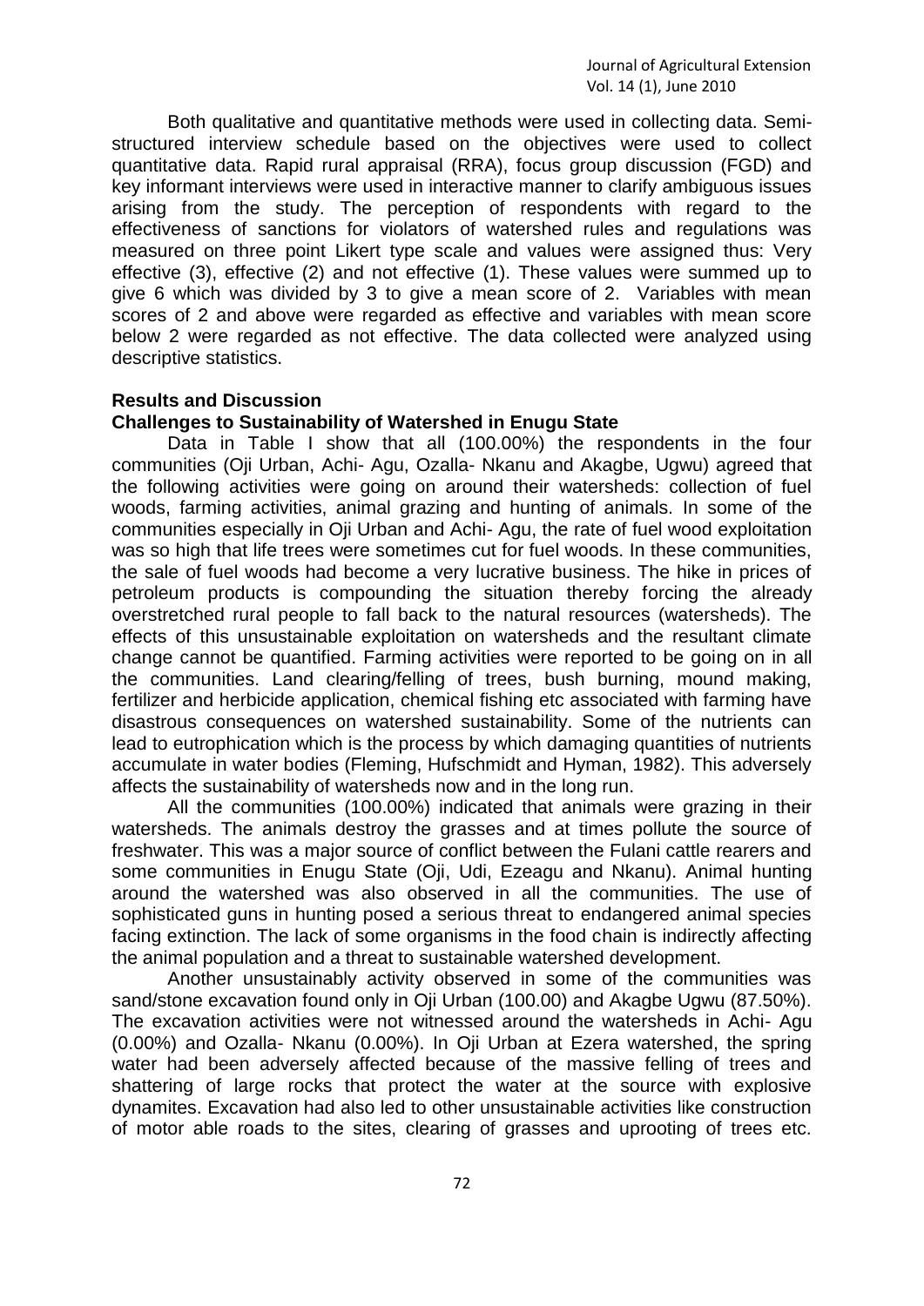Both qualitative and quantitative methods were used in collecting data. Semi-structured interview schedule based on the objectives were used to collect quantitative data. Rapid rural appraisal (RRA), focus group discussion (FGD) and key informant interviews were used in interactive manner to clarify ambiguous issues arising from the study. The perception of respondents with regard to the effectiveness of sanctions for violators of watershed rules and regulations was measured on three point Likert type scale and values were assigned thus: Very effective (3), effective (2) and not effective (1). These values were summed up to give 6 which was divided by 3 to give a mean score of 2. Variables with mean scores of 2 and above were regarded as effective and variables with mean score below 2 were regarded as not effective. The data collected were analyzed using descriptive statistics.

## Results and Discussion

### Challenges to Sustainability of Watershed in Enugu State

Data in Table I show that all (100.00%) the respondents in the four communities (Oji Urban, Achi- Agu, Ozalla- Nkanu and Akagbe, Ugwu) agreed that the following activities were going on around their watersheds: collection of fuel woods, farming activities, animal grazing and hunting of animals. In some of the communities especially in Oji Urban and Achi- Agu, the rate of fuel wood exploitation was so high that life trees were sometimes cut for fuel woods. In these communities, the sale of fuel woods had become a very lucrative business. The hike in prices of petroleum products is compounding the situation thereby forcing the already overstretched rural people to fall back to the natural resources (watersheds). The effects of this unsustainable exploitation on watersheds and the resultant climate change cannot be quantified. Farming activities were reported to be going on in all the communities. Land clearing/felling of trees, bush burning, mound making, fertilizer and herbicide application, chemical fishing etc associated with farming have disastrous consequences on watershed sustainability. Some of the nutrients can lead to eutrophication which is the process by which damaging quantities of nutrients accumulate in water bodies (Fleming, Hufschmidt and Hyman, 1982). This adversely affects the sustainability of watersheds now and in the long run.

All the communities (100.00%) indicated that animals were grazing in their watersheds. The animals destroy the grasses and at times pollute the source of freshwater. This was a major source of conflict between the Fulani cattle rearers and some communities in Enugu State (Oji, Udi, Ezeagu and Nkanu). Animal hunting around the watershed was also observed in all the communities. The use of sophisticated guns in hunting posed a serious threat to endangered animal species facing extinction. The lack of some organisms in the food chain is indirectly affecting the animal population and a threat to sustainable watershed development.

Another unsustainably activity observed in some of the communities was sand/stone excavation found only in Oji Urban (100.00) and Akagbe Ugwu (87.50%). The excavation activities were not witnessed around the watersheds in Achi- Agu (0.00%) and Ozalla- Nkanu (0.00%). In Oji Urban at Ezera watershed, the spring water had been adversely affected because of the massive felling of trees and shattering of large rocks that protect the water at the source with explosive dynamites. Excavation had also led to other unsustainable activities like construction of motor able roads to the sites, clearing of grasses and uprooting of trees etc.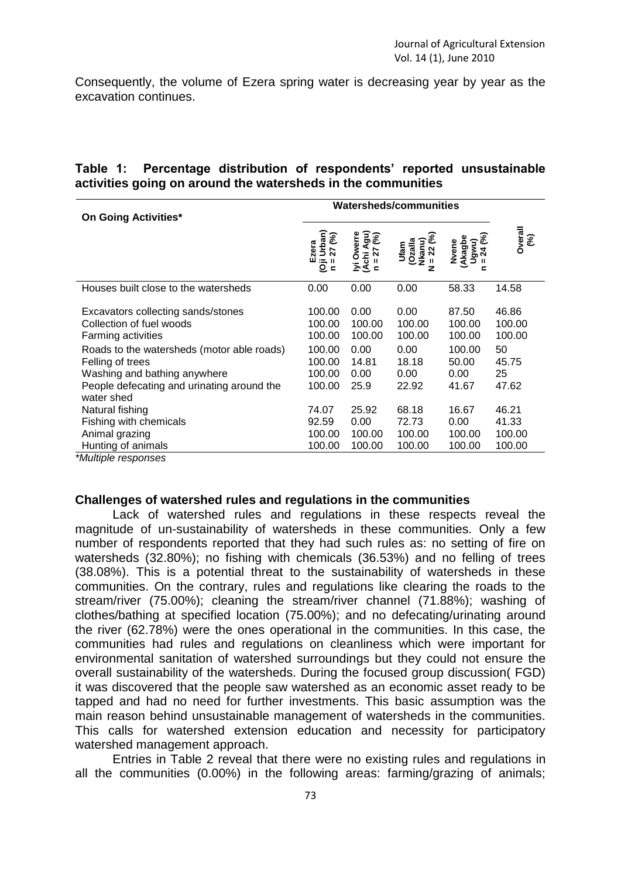Consequently, the volume of Ezera spring water is decreasing year by year as the excavation continues.

**Table 1: Percentage distribution of respondents' reported unsustainable activities going on around the watersheds in the communities**

| On Going Activities* | Watersheds/communities | | | | |
|---|---|---|---|---|---|
| | Ezera (Oji Urban) n = 27 (%) | Iyi Owerre (Achi Agu) n = 27 (%) | Ufam (Ozalla Nkanu) N = 22 (%) | Nvene (Akagbe Ugwu) n = 24 (%) | Overall (%) |
| Houses built close to the watersheds | 0.00 | 0.00 | 0.00 | 58.33 | 14.58 |
| Excavators collecting sands/stones | 100.00 | 0.00 | 0.00 | 87.50 | 46.86 |
| Collection of fuel woods | 100.00 | 100.00 | 100.00 | 100.00 | 100.00 |
| Farming activities | 100.00 | 100.00 | 100.00 | 100.00 | 100.00 |
| Roads to the watersheds (motor able roads) | 100.00 | 0.00 | 0.00 | 100.00 | 50 |
| Felling of trees | 100.00 | 14.81 | 18.18 | 50.00 | 45.75 |
| Washing and bathing anywhere | 100.00 | 0.00 | 0.00 | 0.00 | 25 |
| People defecating and urinating around the water shed | 100.00 | 25.9 | 22.92 | 41.67 | 47.62 |
| Natural fishing | 74.07 | 25.92 | 68.18 | 16.67 | 46.21 |
| Fishing with chemicals | 92.59 | 0.00 | 72.73 | 0.00 | 41.33 |
| Animal grazing | 100.00 | 100.00 | 100.00 | 100.00 | 100.00 |
| Hunting of animals | 100.00 | 100.00 | 100.00 | 100.00 | 100.00 |

*\*Multiple responses*

### Challenges of watershed rules and regulations in the communities

Lack of watershed rules and regulations in these respects reveal the magnitude of un-sustainability of watersheds in these communities. Only a few number of respondents reported that they had such rules as: no setting of fire on watersheds (32.80%); no fishing with chemicals (36.53%) and no felling of trees (38.08%). This is a potential threat to the sustainability of watersheds in these communities. On the contrary, rules and regulations like clearing the roads to the stream/river (75.00%); cleaning the stream/river channel (71.88%); washing of clothes/bathing at specified location (75.00%); and no defecating/urinating around the river (62.78%) were the ones operational in the communities. In this case, the communities had rules and regulations on cleanliness which were important for environmental sanitation of watershed surroundings but they could not ensure the overall sustainability of the watersheds. During the focused group discussion( FGD) it was discovered that the people saw watershed as an economic asset ready to be tapped and had no need for further investments. This basic assumption was the main reason behind unsustainable management of watersheds in the communities. This calls for watershed extension education and necessity for participatory watershed management approach.

Entries in Table 2 reveal that there were no existing rules and regulations in all the communities (0.00%) in the following areas: farming/grazing of animals;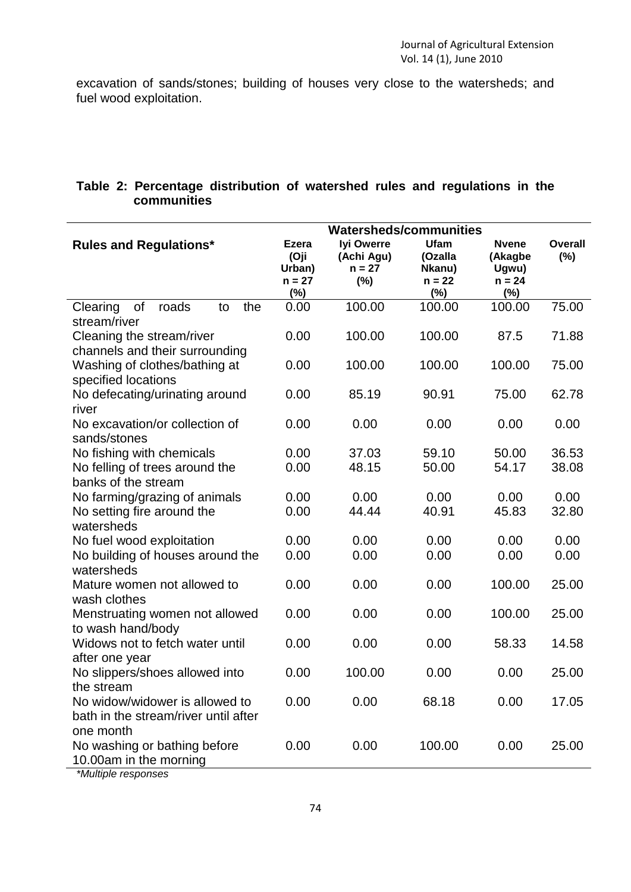excavation of sands/stones; building of houses very close to the watersheds; and fuel wood exploitation.

**Table 2: Percentage distribution of watershed rules and regulations in the communities**

| Rules and Regulations* | Watersheds/communities | | | | |
|---|---|---|---|---|---|
| | Ezera (Oji Urban) n = 27 (%) | Iyi Owerre (Achi Agu) n = 27 (%) | Ufam (Ozalla Nkanu) n = 22 (%) | Nvene (Akagbe Ugwu) n = 24 (%) | Overall (%) |
| Clearing of roads to the stream/river | 0.00 | 100.00 | 100.00 | 100.00 | 75.00 |
| Cleaning the stream/river channels and their surrounding | 0.00 | 100.00 | 100.00 | 87.5 | 71.88 |
| Washing of clothes/bathing at specified locations | 0.00 | 100.00 | 100.00 | 100.00 | 75.00 |
| No defecating/urinating around river | 0.00 | 85.19 | 90.91 | 75.00 | 62.78 |
| No excavation/or collection of sands/stones | 0.00 | 0.00 | 0.00 | 0.00 | 0.00 |
| No fishing with chemicals | 0.00 | 37.03 | 59.10 | 50.00 | 36.53 |
| No felling of trees around the banks of the stream | 0.00 | 48.15 | 50.00 | 54.17 | 38.08 |
| No farming/grazing of animals | 0.00 | 0.00 | 0.00 | 0.00 | 0.00 |
| No setting fire around the watersheds | 0.00 | 44.44 | 40.91 | 45.83 | 32.80 |
| No fuel wood exploitation | 0.00 | 0.00 | 0.00 | 0.00 | 0.00 |
| No building of houses around the watersheds | 0.00 | 0.00 | 0.00 | 0.00 | 0.00 |
| Mature women not allowed to wash clothes | 0.00 | 0.00 | 0.00 | 100.00 | 25.00 |
| Menstruating women not allowed to wash hand/body | 0.00 | 0.00 | 0.00 | 100.00 | 25.00 |
| Widows not to fetch water until after one year | 0.00 | 0.00 | 0.00 | 58.33 | 14.58 |
| No slippers/shoes allowed into the stream | 0.00 | 100.00 | 0.00 | 0.00 | 25.00 |
| No widow/widower is allowed to bath in the stream/river until after one month | 0.00 | 0.00 | 68.18 | 0.00 | 17.05 |
| No washing or bathing before 10.00am in the morning | 0.00 | 0.00 | 100.00 | 0.00 | 25.00 |

*Multiple responses*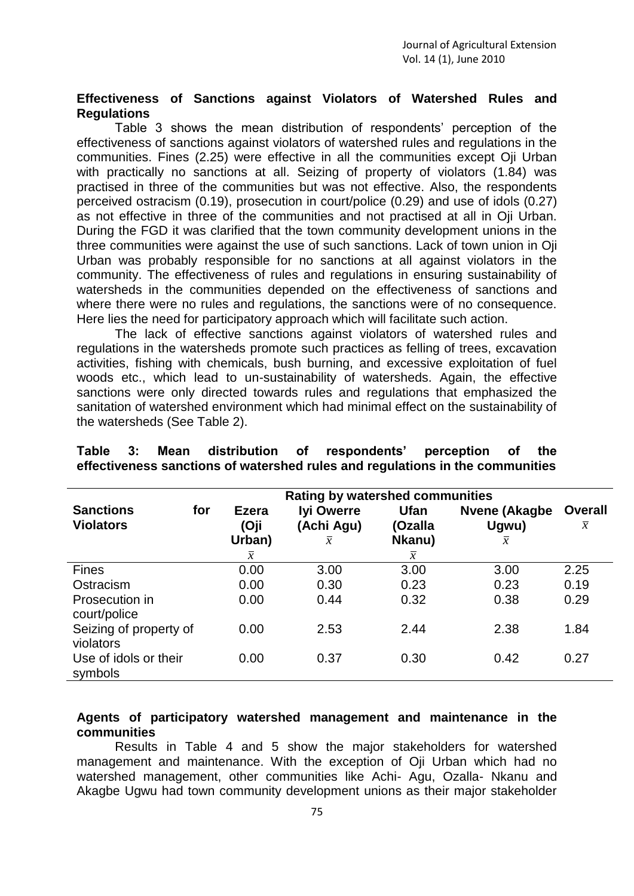## Effectiveness of Sanctions against Violators of Watershed Rules and Regulations

Table 3 shows the mean distribution of respondents' perception of the effectiveness of sanctions against violators of watershed rules and regulations in the communities. Fines (2.25) were effective in all the communities except Oji Urban with practically no sanctions at all. Seizing of property of violators (1.84) was practised in three of the communities but was not effective. Also, the respondents perceived ostracism (0.19), prosecution in court/police (0.29) and use of idols (0.27) as not effective in three of the communities and not practised at all in Oji Urban. During the FGD it was clarified that the town community development unions in the three communities were against the use of such sanctions. Lack of town union in Oji Urban was probably responsible for no sanctions at all against violators in the community. The effectiveness of rules and regulations in ensuring sustainability of watersheds in the communities depended on the effectiveness of sanctions and where there were no rules and regulations, the sanctions were of no consequence. Here lies the need for participatory approach which will facilitate such action.

The lack of effective sanctions against violators of watershed rules and regulations in the watersheds promote such practices as felling of trees, excavation activities, fishing with chemicals, bush burning, and excessive exploitation of fuel woods etc., which lead to un-sustainability of watersheds. Again, the effective sanctions were only directed towards rules and regulations that emphasized the sanitation of watershed environment which had minimal effect on the sustainability of the watersheds (See Table 2).

**Table 3: Mean distribution of respondents' perception of the effectiveness sanctions of watershed rules and regulations in the communities**

| Sanctions for Violators | Rating by watershed communities | | | | |
|---|---|---|---|---|---|
| | Ezera (Oji Urban) $\bar{x}$ | Iyi Owerre (Achi Agu) $\bar{x}$ | Ufan (Ozalla Nkanu) $\bar{x}$ | Nvene (Akagbe Ugwu) $\bar{x}$ | Overall $\bar{x}$ |
| Fines | 0.00 | 3.00 | 3.00 | 3.00 | 2.25 |
| Ostracism | 0.00 | 0.30 | 0.23 | 0.23 | 0.19 |
| Prosecution in court/police | 0.00 | 0.44 | 0.32 | 0.38 | 0.29 |
| Seizing of property of violators | 0.00 | 2.53 | 2.44 | 2.38 | 1.84 |
| Use of idols or their symbols | 0.00 | 0.37 | 0.30 | 0.42 | 0.27 |

## Agents of participatory watershed management and maintenance in the communities

Results in Table 4 and 5 show the major stakeholders for watershed management and maintenance. With the exception of Oji Urban which had no watershed management, other communities like Achi- Agu, Ozalla- Nkanu and Akagbe Ugwu had town community development unions as their major stakeholder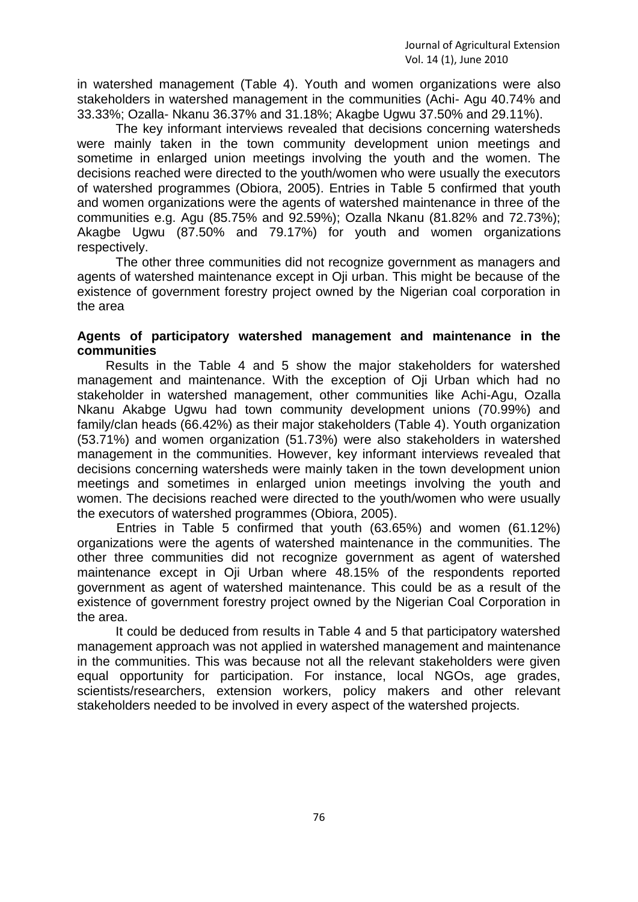in watershed management (Table 4). Youth and women organizations were also stakeholders in watershed management in the communities (Achi- Agu 40.74% and 33.33%; Ozalla- Nkanu 36.37% and 31.18%; Akagbe Ugwu 37.50% and 29.11%).

The key informant interviews revealed that decisions concerning watersheds were mainly taken in the town community development union meetings and sometime in enlarged union meetings involving the youth and the women. The decisions reached were directed to the youth/women who were usually the executors of watershed programmes (Obiora, 2005). Entries in Table 5 confirmed that youth and women organizations were the agents of watershed maintenance in three of the communities e.g. Agu (85.75% and 92.59%); Ozalla Nkanu (81.82% and 72.73%); Akagbe Ugwu (87.50% and 79.17%) for youth and women organizations respectively.

The other three communities did not recognize government as managers and agents of watershed maintenance except in Oji urban. This might be because of the existence of government forestry project owned by the Nigerian coal corporation in the area

**Agents of participatory watershed management and maintenance in the communities**

Results in the Table 4 and 5 show the major stakeholders for watershed management and maintenance. With the exception of Oji Urban which had no stakeholder in watershed management, other communities like Achi-Agu, Ozalla Nkanu Akabge Ugwu had town community development unions (70.99%) and family/clan heads (66.42%) as their major stakeholders (Table 4). Youth organization (53.71%) and women organization (51.73%) were also stakeholders in watershed management in the communities. However, key informant interviews revealed that decisions concerning watersheds were mainly taken in the town development union meetings and sometimes in enlarged union meetings involving the youth and women. The decisions reached were directed to the youth/women who were usually the executors of watershed programmes (Obiora, 2005).

Entries in Table 5 confirmed that youth (63.65%) and women (61.12%) organizations were the agents of watershed maintenance in the communities. The other three communities did not recognize government as agent of watershed maintenance except in Oji Urban where 48.15% of the respondents reported government as agent of watershed maintenance. This could be as a result of the existence of government forestry project owned by the Nigerian Coal Corporation in the area.

It could be deduced from results in Table 4 and 5 that participatory watershed management approach was not applied in watershed management and maintenance in the communities. This was because not all the relevant stakeholders were given equal opportunity for participation. For instance, local NGOs, age grades, scientists/researchers, extension workers, policy makers and other relevant stakeholders needed to be involved in every aspect of the watershed projects.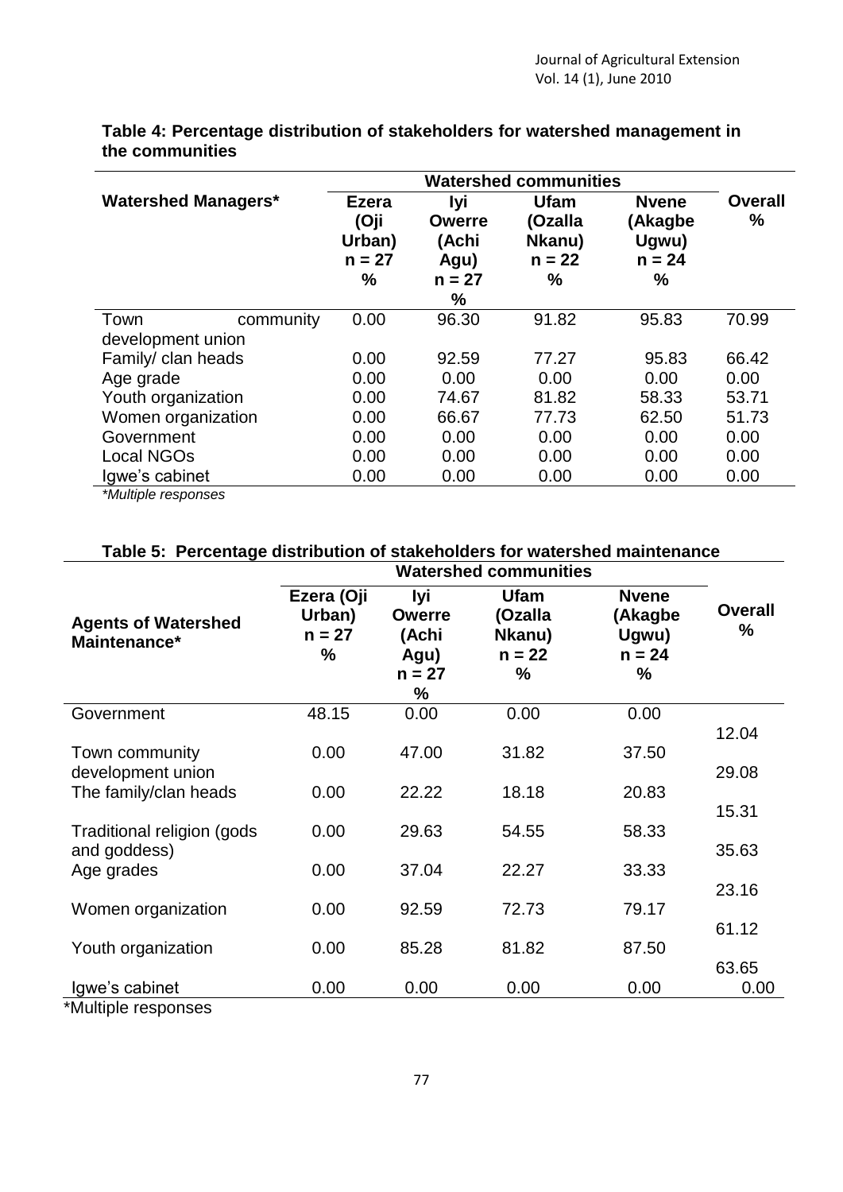**Table 4: Percentage distribution of stakeholders for watershed management in the communities**

| Watershed Managers* | Watershed communities | | | | Overall % |
|---|---|---|---|---|---|
| | Ezera (Oji Urban) n = 27 % | Iyi Owerre (Achi Agu) n = 27 % | Ufam (Ozalla Nkanu) n = 22 % | Nvene (Akagbe Ugwu) n = 24 % | |
| Town community development union | 0.00 | 96.30 | 91.82 | 95.83 | 70.99 |
| Family/ clan heads | 0.00 | 92.59 | 77.27 | 95.83 | 66.42 |
| Age grade | 0.00 | 0.00 | 0.00 | 0.00 | 0.00 |
| Youth organization | 0.00 | 74.67 | 81.82 | 58.33 | 53.71 |
| Women organization | 0.00 | 66.67 | 77.73 | 62.50 | 51.73 |
| Government | 0.00 | 0.00 | 0.00 | 0.00 | 0.00 |
| Local NGOs | 0.00 | 0.00 | 0.00 | 0.00 | 0.00 |
| Igwe's cabinet | 0.00 | 0.00 | 0.00 | 0.00 | 0.00 |

*\*Multiple responses*

**Table 5: Percentage distribution of stakeholders for watershed maintenance**

| Agents of Watershed Maintenance* | Watershed communities | | | | Overall % |
|---|---|---|---|---|---|
| | Ezera (Oji Urban) n = 27 % | Iyi Owerre (Achi Agu) n = 27 % | Ufam (Ozalla Nkanu) n = 22 % | Nvene (Akagbe Ugwu) n = 24 % | |
| Government | 48.15 | 0.00 | 0.00 | 0.00 | 12.04 |
| Town community development union | 0.00 | 47.00 | 31.82 | 37.50 | 29.08 |
| The family/clan heads | 0.00 | 22.22 | 18.18 | 20.83 | 15.31 |
| Traditional religion (gods and goddess) | 0.00 | 29.63 | 54.55 | 58.33 | 35.63 |
| Age grades | 0.00 | 37.04 | 22.27 | 33.33 | 23.16 |
| Women organization | 0.00 | 92.59 | 72.73 | 79.17 | 61.12 |
| Youth organization | 0.00 | 85.28 | 81.82 | 87.50 | 63.65 |
| Igwe's cabinet | 0.00 | 0.00 | 0.00 | 0.00 | 0.00 |

\*Multiple responses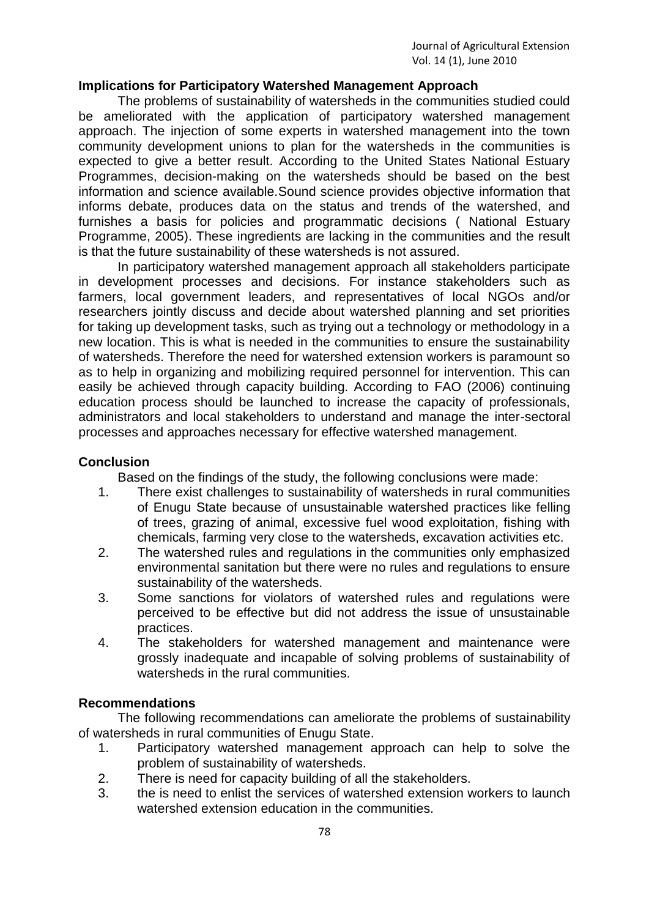### Implications for Participatory Watershed Management Approach

The problems of sustainability of watersheds in the communities studied could be ameliorated with the application of participatory watershed management approach. The injection of some experts in watershed management into the town community development unions to plan for the watersheds in the communities is expected to give a better result. According to the United States National Estuary Programmes, decision-making on the watersheds should be based on the best information and science available.Sound science provides objective information that informs debate, produces data on the status and trends of the watershed, and furnishes a basis for policies and programmatic decisions ( National Estuary Programme, 2005). These ingredients are lacking in the communities and the result is that the future sustainability of these watersheds is not assured.

In participatory watershed management approach all stakeholders participate in development processes and decisions. For instance stakeholders such as farmers, local government leaders, and representatives of local NGOs and/or researchers jointly discuss and decide about watershed planning and set priorities for taking up development tasks, such as trying out a technology or methodology in a new location. This is what is needed in the communities to ensure the sustainability of watersheds. Therefore the need for watershed extension workers is paramount so as to help in organizing and mobilizing required personnel for intervention. This can easily be achieved through capacity building. According to FAO (2006) continuing education process should be launched to increase the capacity of professionals, administrators and local stakeholders to understand and manage the inter-sectoral processes and approaches necessary for effective watershed management.

### Conclusion

Based on the findings of the study, the following conclusions were made:

1. There exist challenges to sustainability of watersheds in rural communities of Enugu State because of unsustainable watershed practices like felling of trees, grazing of animal, excessive fuel wood exploitation, fishing with chemicals, farming very close to the watersheds, excavation activities etc.
2. The watershed rules and regulations in the communities only emphasized environmental sanitation but there were no rules and regulations to ensure sustainability of the watersheds.
3. Some sanctions for violators of watershed rules and regulations were perceived to be effective but did not address the issue of unsustainable practices.
4. The stakeholders for watershed management and maintenance were grossly inadequate and incapable of solving problems of sustainability of watersheds in the rural communities.

### Recommendations

The following recommendations can ameliorate the problems of sustainability of watersheds in rural communities of Enugu State.

1. Participatory watershed management approach can help to solve the problem of sustainability of watersheds.
2. There is need for capacity building of all the stakeholders.
3. the is need to enlist the services of watershed extension workers to launch watershed extension education in the communities.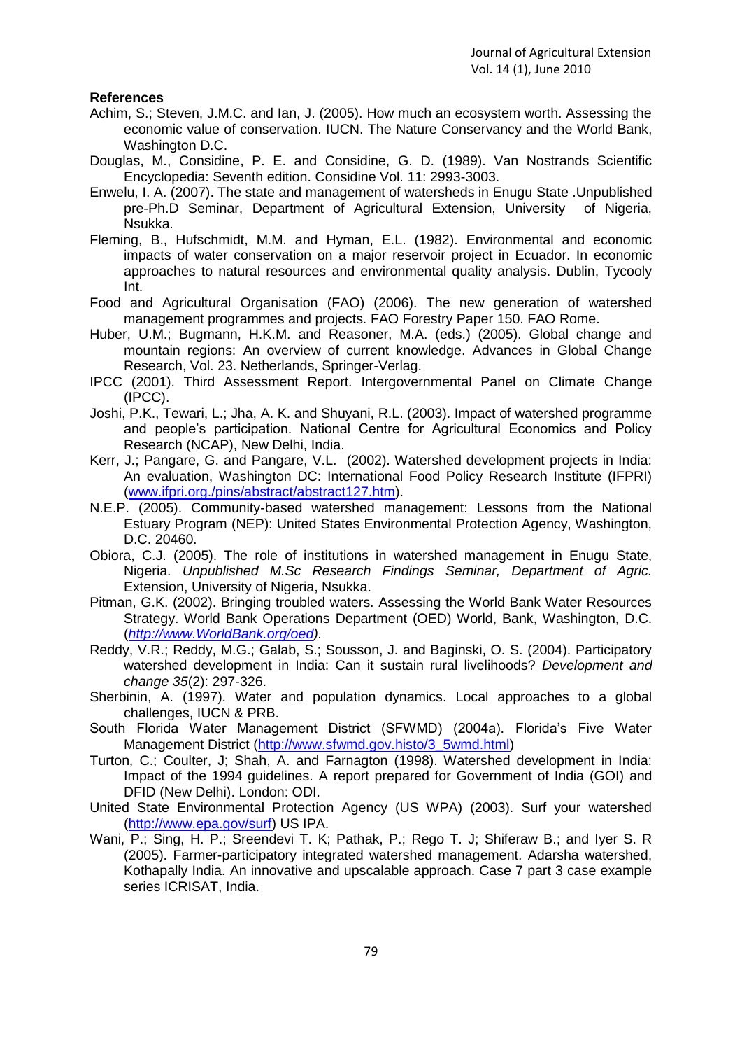**References**

Achim, S.; Steven, J.M.C. and Ian, J. (2005). How much an ecosystem worth. Assessing the economic value of conservation. IUCN. The Nature Conservancy and the World Bank, Washington D.C.

Douglas, M., Considine, P. E. and Considine, G. D. (1989). Van Nostrands Scientific Encyclopedia: Seventh edition. Considine Vol. 11: 2993-3003.

Enwelu, I. A. (2007). The state and management of watersheds in Enugu State .Unpublished pre-Ph.D Seminar, Department of Agricultural Extension, University of Nigeria, Nsukka.

Fleming, B., Hufschmidt, M.M. and Hyman, E.L. (1982). Environmental and economic impacts of water conservation on a major reservoir project in Ecuador. In economic approaches to natural resources and environmental quality analysis. Dublin, Tycooly Int.

Food and Agricultural Organisation (FAO) (2006). The new generation of watershed management programmes and projects. FAO Forestry Paper 150. FAO Rome.

Huber, U.M.; Bugmann, H.K.M. and Reasoner, M.A. (eds.) (2005). Global change and mountain regions: An overview of current knowledge. Advances in Global Change Research, Vol. 23. Netherlands, Springer-Verlag.

IPCC (2001). Third Assessment Report. Intergovernmental Panel on Climate Change (IPCC).

Joshi, P.K., Tewari, L.; Jha, A. K. and Shuyani, R.L. (2003). Impact of watershed programme and people's participation. National Centre for Agricultural Economics and Policy Research (NCAP), New Delhi, India.

Kerr, J.; Pangare, G. and Pangare, V.L. (2002). Watershed development projects in India: An evaluation, Washington DC: International Food Policy Research Institute (IFPRI) (www.ifpri.org./pins/abstract/abstract127.htm).

N.E.P. (2005). Community-based watershed management: Lessons from the National Estuary Program (NEP): United States Environmental Protection Agency, Washington, D.C. 20460.

Obiora, C.J. (2005). The role of institutions in watershed management in Enugu State, Nigeria. *Unpublished M.Sc Research Findings Seminar, Department of Agric.* Extension, University of Nigeria, Nsukka.

Pitman, G.K. (2002). Bringing troubled waters. Assessing the World Bank Water Resources Strategy. World Bank Operations Department (OED) World, Bank, Washington, D.C. (*http://www.WorldBank.org/oed)*.

Reddy, V.R.; Reddy, M.G.; Galab, S.; Sousson, J. and Baginski, O. S. (2004). Participatory watershed development in India: Can it sustain rural livelihoods? *Development and change 35*(2): 297-326.

Sherbinin, A. (1997). Water and population dynamics. Local approaches to a global challenges, IUCN & PRB.

South Florida Water Management District (SFWMD) (2004a). Florida's Five Water Management District (http://www.sfwmd.gov.histo/3_5wmd.html)

Turton, C.; Coulter, J; Shah, A. and Farnagton (1998). Watershed development in India: Impact of the 1994 guidelines. A report prepared for Government of India (GOI) and DFID (New Delhi). London: ODI.

United State Environmental Protection Agency (US WPA) (2003). Surf your watershed (http://www.epa.gov/surf) US IPA.

Wani, P.; Sing, H. P.; Sreendevi T. K; Pathak, P.; Rego T. J; Shiferaw B.; and Iyer S. R (2005). Farmer-participatory integrated watershed management. Adarsha watershed, Kothapally India. An innovative and upscalable approach. Case 7 part 3 case example series ICRISAT, India.